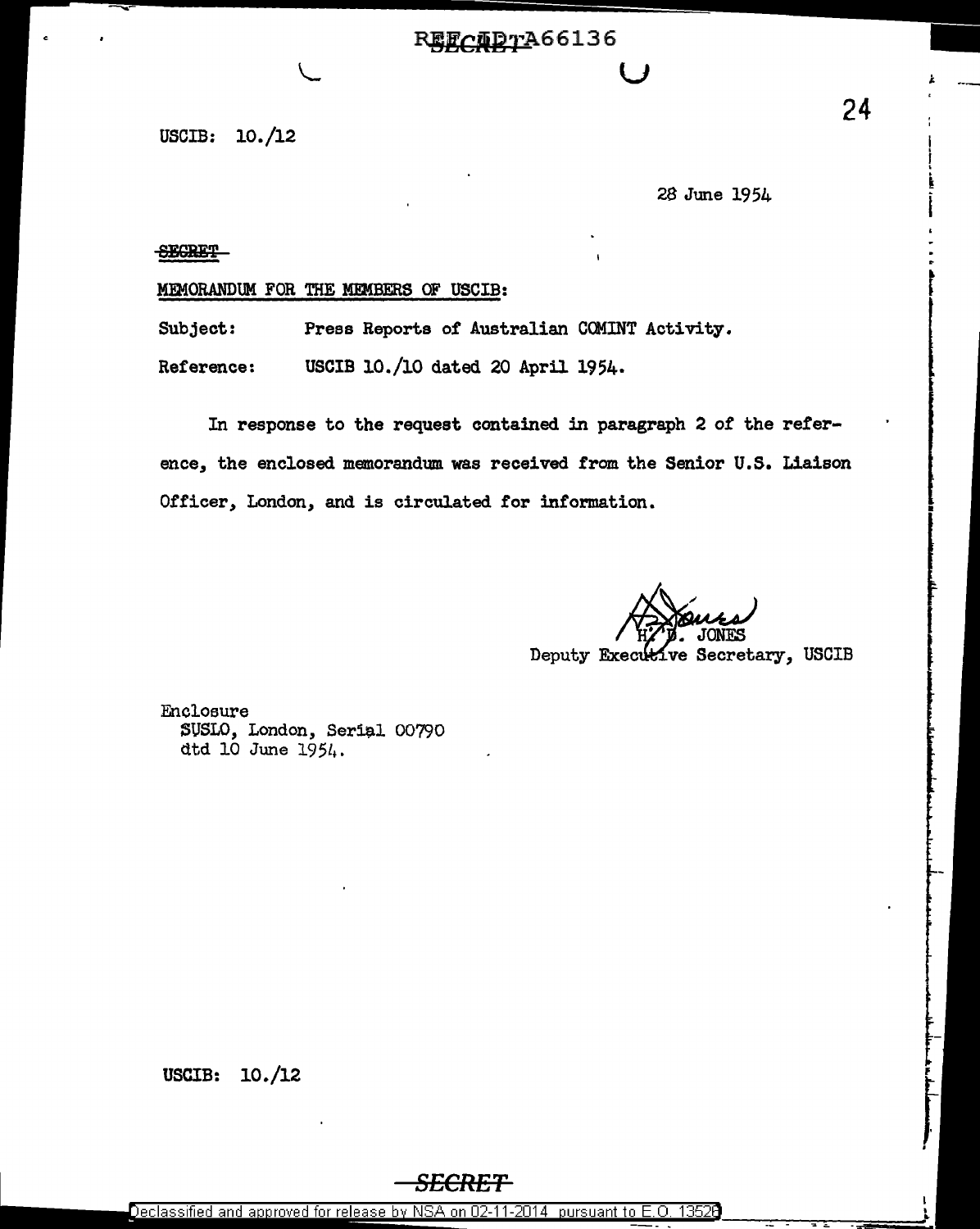USCIB: 10./12

28 June 1954

~~SECRET~~

MEMORANDUM FOR THE MEMBERS OF USCIB:

Subject: Press Reports of Australian COMINT Activity.

Reference: USCIB 10./10 dated 20 April 1954.

In response to the request contained in paragraph 2 of the reference, the enclosed memorandum was received from the Senior U.S. Liaison Officer, London, and is circulated for information.

H. D. JONES
Deputy Executive Secretary, USCIB

Enclosure
SUSLO, London, Serial 00790
dtd 10 June 1954.

USCIB: 10./12

~~SECRET~~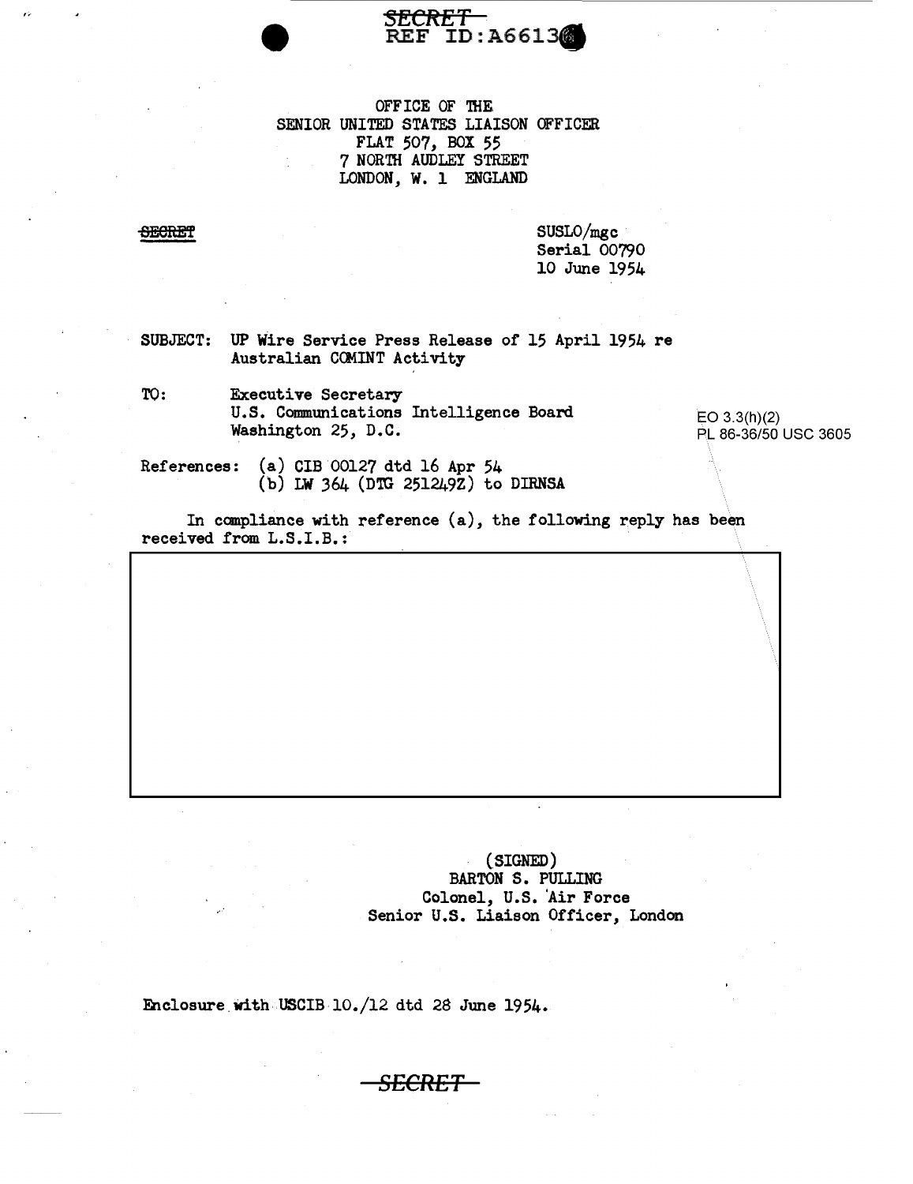SECRET
REF ID:A66136

OFFICE OF THE
SENIOR UNITED STATES LIAISON OFFICER
FLAT 507, BOX 55
7 NORTH AUDLEY STREET
LONDON, W. 1 ENGLAND

SECRET

SUSLO/mgc
Serial 00790
10 June 1954

SUBJECT: UP Wire Service Press Release of 15 April 1954 re Australian COMINT Activity

TO: Executive Secretary
U.S. Communications Intelligence Board
Washington 25, D.C.

EO 3.3(h)(2)
PL 86-36/50 USC 3605

References: (a) CIB 00127 dtd 16 Apr 54
(b) LW 364 (DTG 251249Z) to DIRNSA

In compliance with reference (a), the following reply has been received from L.S.I.B.:

(SIGNED)
BARTON S. PULLING
Colonel, U.S. Air Force
Senior U.S. Liaison Officer, London

Enclosure with USCIB 10./12 dtd 28 June 1954.

SECRET